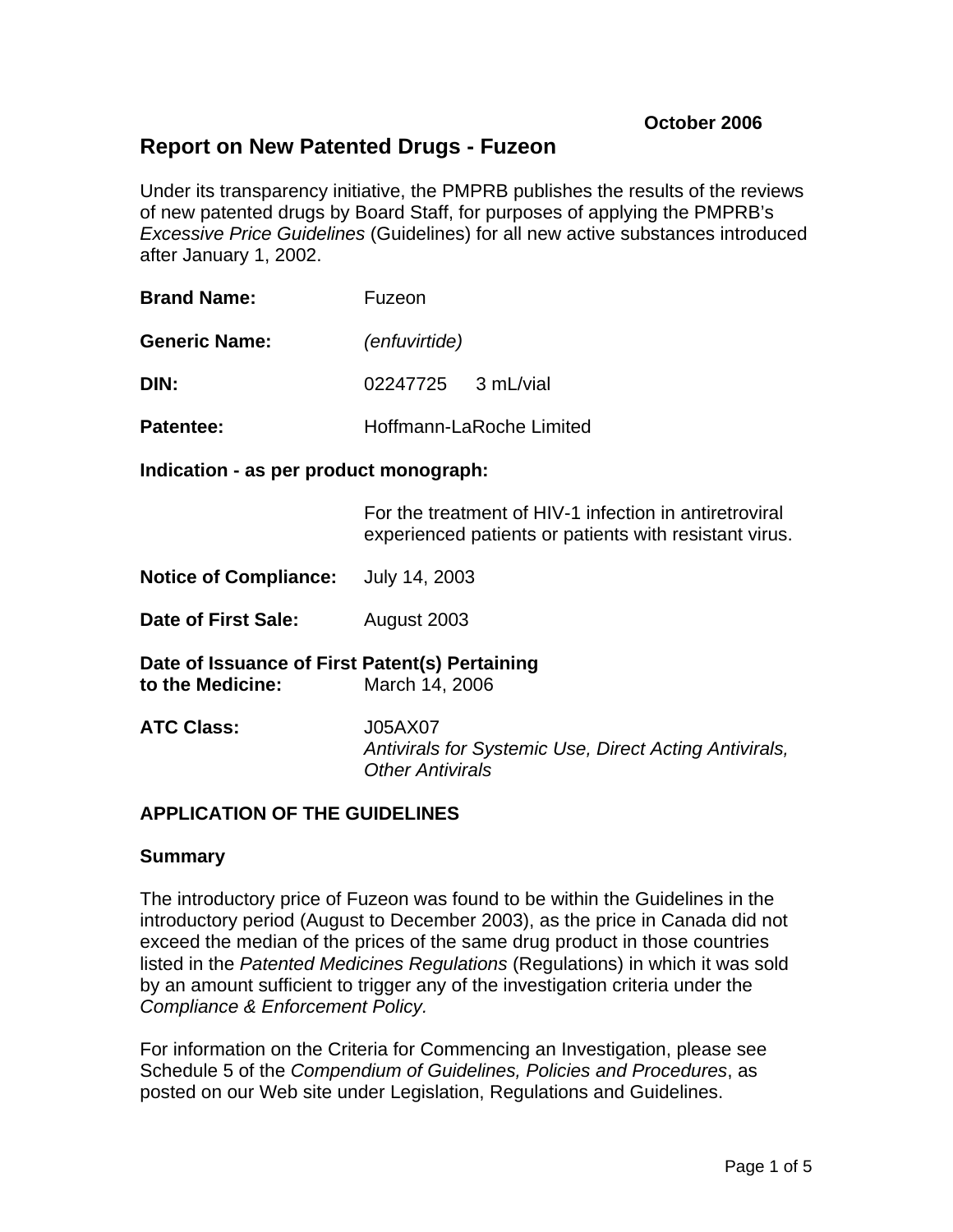**October 2006**

# Report on New Patented Drugs - Fuzeon

Under its transparency initiative, the PMPRB publishes the results of the reviews of new patented drugs by Board Staff, for purposes of applying the PMPRB's *Excessive Price Guidelines* (Guidelines) for all new active substances introduced after January 1, 2002.

**Brand Name:** Fuzeon

**Generic Name:** *(enfuvirtide)*

**DIN:** 02247725 3 mL/vial

**Patentee:** Hoffmann-LaRoche Limited

**Indication - as per product monograph:**

For the treatment of HIV-1 infection in antiretroviral experienced patients or patients with resistant virus.

**Notice of Compliance:** July 14, 2003

**Date of First Sale:** August 2003

**Date of Issuance of First Patent(s) Pertaining to the Medicine:** March 14, 2006

**ATC Class:** J05AX07
*Antivirals for Systemic Use, Direct Acting Antivirals, Other Antivirals*

## APPLICATION OF THE GUIDELINES

### Summary

The introductory price of Fuzeon was found to be within the Guidelines in the introductory period (August to December 2003), as the price in Canada did not exceed the median of the prices of the same drug product in those countries listed in the *Patented Medicines Regulations* (Regulations) in which it was sold by an amount sufficient to trigger any of the investigation criteria under the *Compliance & Enforcement Policy*.

For information on the Criteria for Commencing an Investigation, please see Schedule 5 of the *Compendium of Guidelines, Policies and Procedures*, as posted on our Web site under Legislation, Regulations and Guidelines.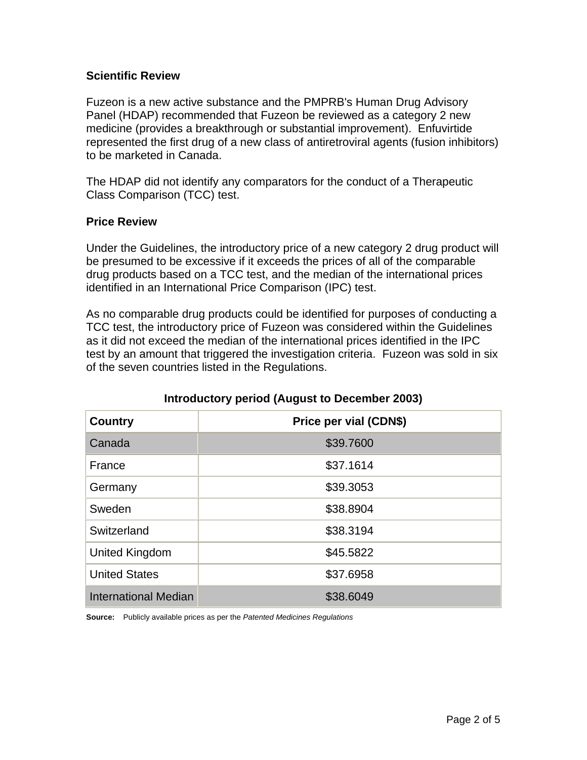### Scientific Review

Fuzeon is a new active substance and the PMPRB's Human Drug Advisory Panel (HDAP) recommended that Fuzeon be reviewed as a category 2 new medicine (provides a breakthrough or substantial improvement). Enfuvirtide represented the first drug of a new class of antiretroviral agents (fusion inhibitors) to be marketed in Canada.

The HDAP did not identify any comparators for the conduct of a Therapeutic Class Comparison (TCC) test.

### Price Review

Under the Guidelines, the introductory price of a new category 2 drug product will be presumed to be excessive if it exceeds the prices of all of the comparable drug products based on a TCC test, and the median of the international prices identified in an International Price Comparison (IPC) test.

As no comparable drug products could be identified for purposes of conducting a TCC test, the introductory price of Fuzeon was considered within the Guidelines as it did not exceed the median of the international prices identified in the IPC test by an amount that triggered the investigation criteria. Fuzeon was sold in six of the seven countries listed in the Regulations.

**Introductory period (August to December 2003)**

| Country | Price per vial (CDN$) |
| --- | --- |
| Canada | $39.7600 |
| France | $37.1614 |
| Germany | $39.3053 |
| Sweden | $38.8904 |
| Switzerland | $38.3194 |
| United Kingdom | $45.5822 |
| United States | $37.6958 |
| International Median | $38.6049 |

**Source:** Publicly available prices as per the *Patented Medicines Regulations*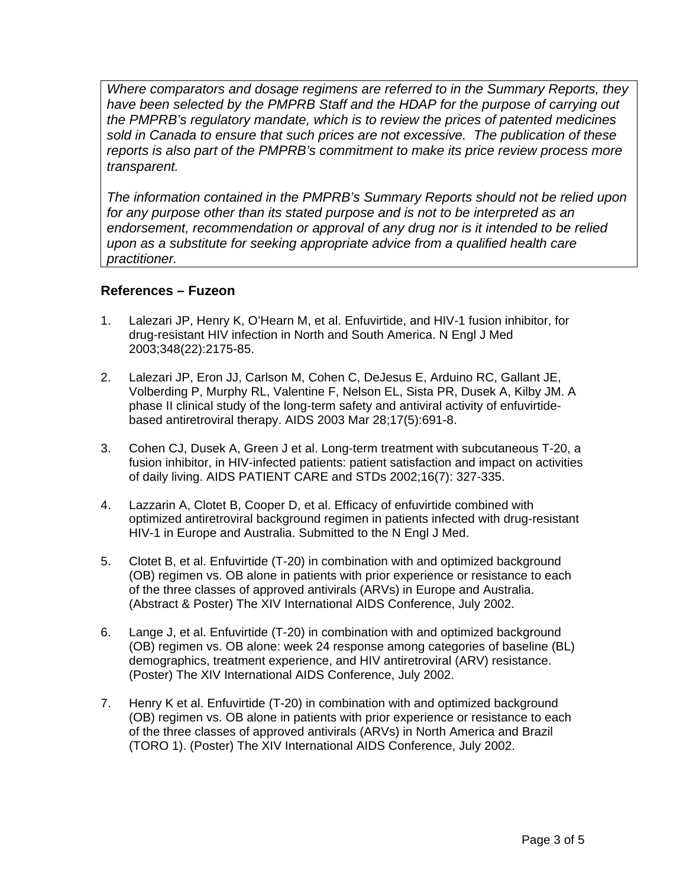*Where comparators and dosage regimens are referred to in the Summary Reports, they have been selected by the PMPRB Staff and the HDAP for the purpose of carrying out the PMPRB's regulatory mandate, which is to review the prices of patented medicines sold in Canada to ensure that such prices are not excessive. The publication of these reports is also part of the PMPRB's commitment to make its price review process more transparent.*

*The information contained in the PMPRB's Summary Reports should not be relied upon for any purpose other than its stated purpose and is not to be interpreted as an endorsement, recommendation or approval of any drug nor is it intended to be relied upon as a substitute for seeking appropriate advice from a qualified health care practitioner.*

### References – Fuzeon

1. Lalezari JP, Henry K, O'Hearn M, et al. Enfuvirtide, and HIV-1 fusion inhibitor, for drug-resistant HIV infection in North and South America. N Engl J Med 2003;348(22):2175-85.

2. Lalezari JP, Eron JJ, Carlson M, Cohen C, DeJesus E, Arduino RC, Gallant JE, Volberding P, Murphy RL, Valentine F, Nelson EL, Sista PR, Dusek A, Kilby JM. A phase II clinical study of the long-term safety and antiviral activity of enfuvirtide-based antiretroviral therapy. AIDS 2003 Mar 28;17(5):691-8.

3. Cohen CJ, Dusek A, Green J et al. Long-term treatment with subcutaneous T-20, a fusion inhibitor, in HIV-infected patients: patient satisfaction and impact on activities of daily living. AIDS PATIENT CARE and STDs 2002;16(7): 327-335.

4. Lazzarin A, Clotet B, Cooper D, et al. Efficacy of enfuvirtide combined with optimized antiretroviral background regimen in patients infected with drug-resistant HIV-1 in Europe and Australia. Submitted to the N Engl J Med.

5. Clotet B, et al. Enfuvirtide (T-20) in combination with and optimized background (OB) regimen vs. OB alone in patients with prior experience or resistance to each of the three classes of approved antivirals (ARVs) in Europe and Australia. (Abstract & Poster) The XIV International AIDS Conference, July 2002.

6. Lange J, et al. Enfuvirtide (T-20) in combination with and optimized background (OB) regimen vs. OB alone: week 24 response among categories of baseline (BL) demographics, treatment experience, and HIV antiretroviral (ARV) resistance. (Poster) The XIV International AIDS Conference, July 2002.

7. Henry K et al. Enfuvirtide (T-20) in combination with and optimized background (OB) regimen vs. OB alone in patients with prior experience or resistance to each of the three classes of approved antivirals (ARVs) in North America and Brazil (TORO 1). (Poster) The XIV International AIDS Conference, July 2002.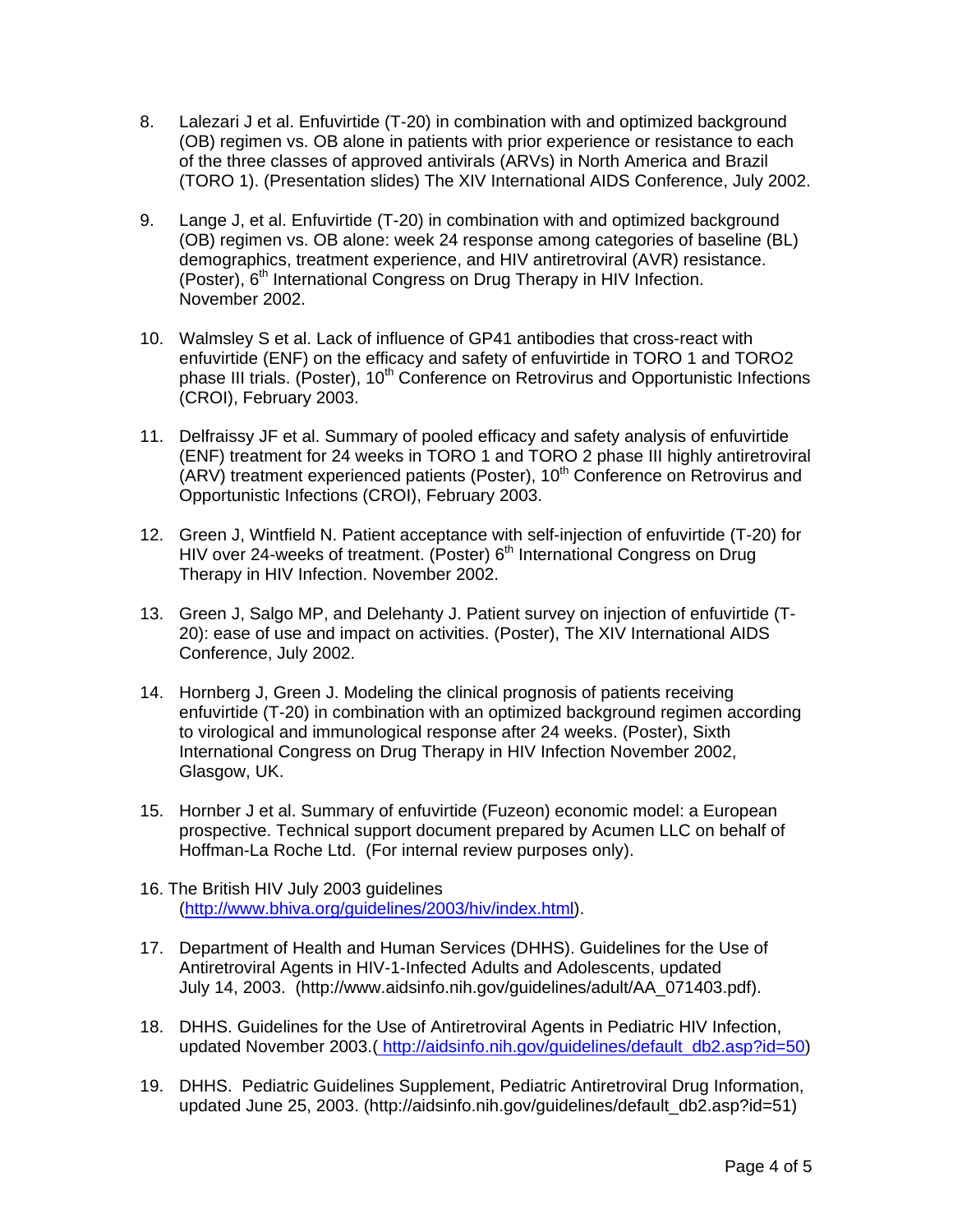8. Lalezari J et al. Enfuvirtide (T-20) in combination with and optimized background (OB) regimen vs. OB alone in patients with prior experience or resistance to each of the three classes of approved antivirals (ARVs) in North America and Brazil (TORO 1). (Presentation slides) The XIV International AIDS Conference, July 2002.

9. Lange J, et al. Enfuvirtide (T-20) in combination with and optimized background (OB) regimen vs. OB alone: week 24 response among categories of baseline (BL) demographics, treatment experience, and HIV antiretroviral (AVR) resistance. (Poster), 6th International Congress on Drug Therapy in HIV Infection. November 2002.

10. Walmsley S et al. Lack of influence of GP41 antibodies that cross-react with enfuvirtide (ENF) on the efficacy and safety of enfuvirtide in TORO 1 and TORO2 phase III trials. (Poster), 10th Conference on Retrovirus and Opportunistic Infections (CROI), February 2003.

11. Delfraissy JF et al. Summary of pooled efficacy and safety analysis of enfuvirtide (ENF) treatment for 24 weeks in TORO 1 and TORO 2 phase III highly antiretroviral (ARV) treatment experienced patients (Poster), 10th Conference on Retrovirus and Opportunistic Infections (CROI), February 2003.

12. Green J, Wintfield N. Patient acceptance with self-injection of enfuvirtide (T-20) for HIV over 24-weeks of treatment. (Poster) 6th International Congress on Drug Therapy in HIV Infection. November 2002.

13. Green J, Salgo MP, and Delehanty J. Patient survey on injection of enfuvirtide (T-20): ease of use and impact on activities. (Poster), The XIV International AIDS Conference, July 2002.

14. Hornberg J, Green J. Modeling the clinical prognosis of patients receiving enfuvirtide (T-20) in combination with an optimized background regimen according to virological and immunological response after 24 weeks. (Poster), Sixth International Congress on Drug Therapy in HIV Infection November 2002, Glasgow, UK.

15. Hornber J et al. Summary of enfuvirtide (Fuzeon) economic model: a European prospective. Technical support document prepared by Acumen LLC on behalf of Hoffman-La Roche Ltd. (For internal review purposes only).

16. The British HIV July 2003 guidelines (http://www.bhiva.org/guidelines/2003/hiv/index.html).

17. Department of Health and Human Services (DHHS). Guidelines for the Use of Antiretroviral Agents in HIV-1-Infected Adults and Adolescents, updated July 14, 2003. (http://www.aidsinfo.nih.gov/guidelines/adult/AA_071403.pdf).

18. DHHS. Guidelines for the Use of Antiretroviral Agents in Pediatric HIV Infection, updated November 2003.( http://aidsinfo.nih.gov/guidelines/default_db2.asp?id=50)

19. DHHS. Pediatric Guidelines Supplement, Pediatric Antiretroviral Drug Information, updated June 25, 2003. (http://aidsinfo.nih.gov/guidelines/default_db2.asp?id=51)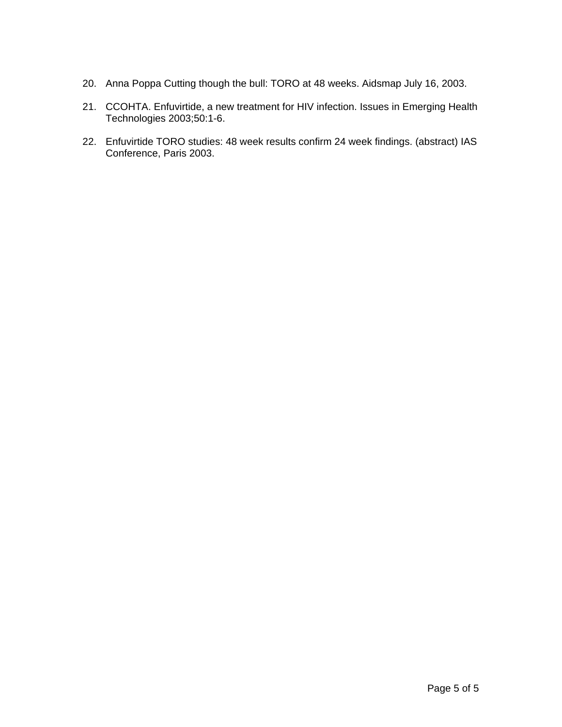20. Anna Poppa Cutting though the bull: TORO at 48 weeks. Aidsmap July 16, 2003.

21. CCOHTA. Enfuvirtide, a new treatment for HIV infection. Issues in Emerging Health Technologies 2003;50:1-6.

22. Enfuvirtide TORO studies: 48 week results confirm 24 week findings. (abstract) IAS Conference, Paris 2003.